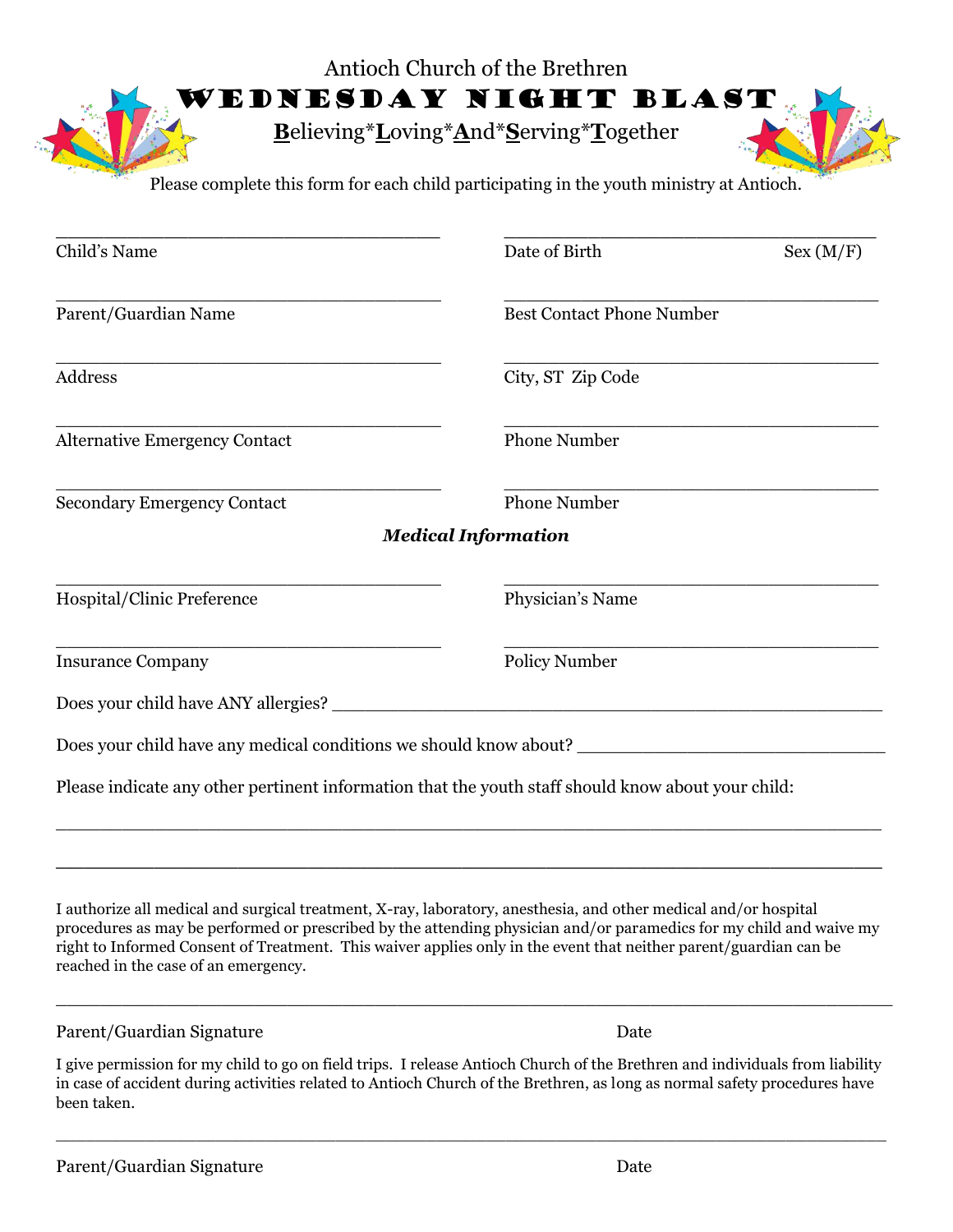Antioch Church of the Brethren

# Wednesday Night Blast

**B**elieving*__L__oving*__A__nd*__S__erving*__T__ogether

Please complete this form for each child participating in the youth ministry at Antioch.

Child's Name ______________________ Date of Birth ______________________ Sex (M/F)

Parent/Guardian Name ______________________ Best Contact Phone Number ______________________

Address ______________________ City, ST Zip Code ______________________

Alternative Emergency Contact ______________________ Phone Number ______________________

Secondary Emergency Contact ______________________ Phone Number ______________________

***Medical Information***

Hospital/Clinic Preference ______________________ Physician's Name ______________________

Insurance Company ______________________ Policy Number ______________________

Does your child have ANY allergies? ______________________________________________

Does your child have any medical conditions we should know about? ______________________

Please indicate any other pertinent information that the youth staff should know about your child:

__________________________________________________________________________

__________________________________________________________________________

I authorize all medical and surgical treatment, X-ray, laboratory, anesthesia, and other medical and/or hospital procedures as may be performed or prescribed by the attending physician and/or paramedics for my child and waive my right to Informed Consent of Treatment. This waiver applies only in the event that neither parent/guardian can be reached in the case of an emergency.

__________________________________________________________________________

Parent/Guardian Signature Date

I give permission for my child to go on field trips. I release Antioch Church of the Brethren and individuals from liability in case of accident during activities related to Antioch Church of the Brethren, as long as normal safety procedures have been taken.

__________________________________________________________________________

Parent/Guardian Signature Date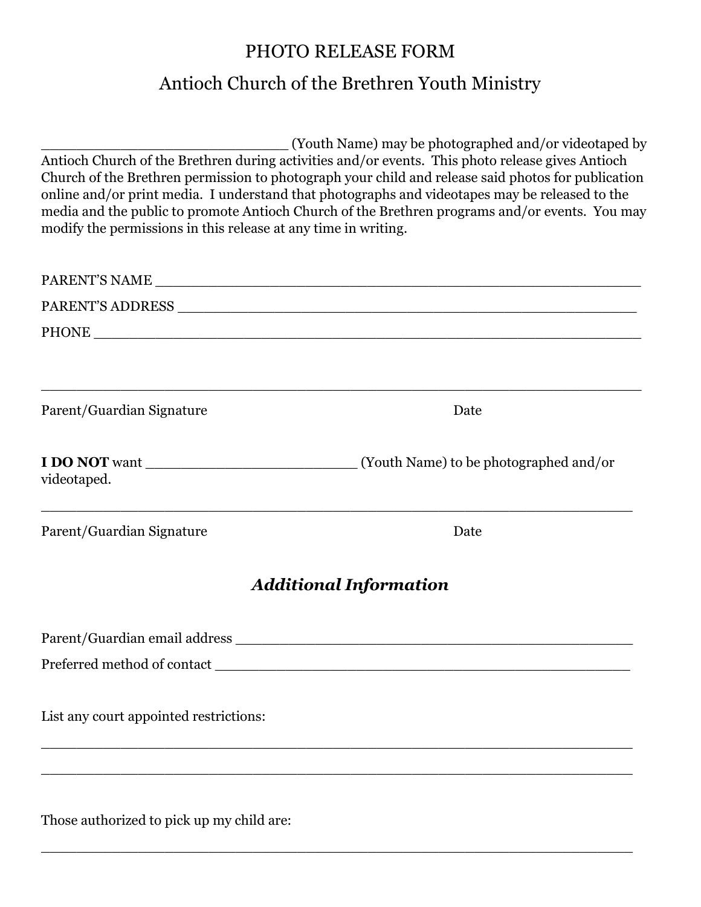# PHOTO RELEASE FORM

## Antioch Church of the Brethren Youth Ministry

_____________________________ (Youth Name) may be photographed and/or videotaped by Antioch Church of the Brethren during activities and/or events. This photo release gives Antioch Church of the Brethren permission to photograph your child and release said photos for publication online and/or print media. I understand that photographs and videotapes may be released to the media and the public to promote Antioch Church of the Brethren programs and/or events. You may modify the permissions in this release at any time in writing.

PARENT'S NAME _________________________________________________________

PARENT'S ADDRESS ______________________________________________________

PHONE _______________________________________________________________

_____________________________________________________________________

Parent/Guardian Signature                                        Date

**I DO NOT** want _________________________ (Youth Name) to be photographed and/or videotaped.

_____________________________________________________________________

Parent/Guardian Signature                                        Date

## *Additional Information*

Parent/Guardian email address _________________________________________________

Preferred method of contact ___________________________________________________

List any court appointed restrictions:

_____________________________________________________________________

_____________________________________________________________________

Those authorized to pick up my child are:

_____________________________________________________________________